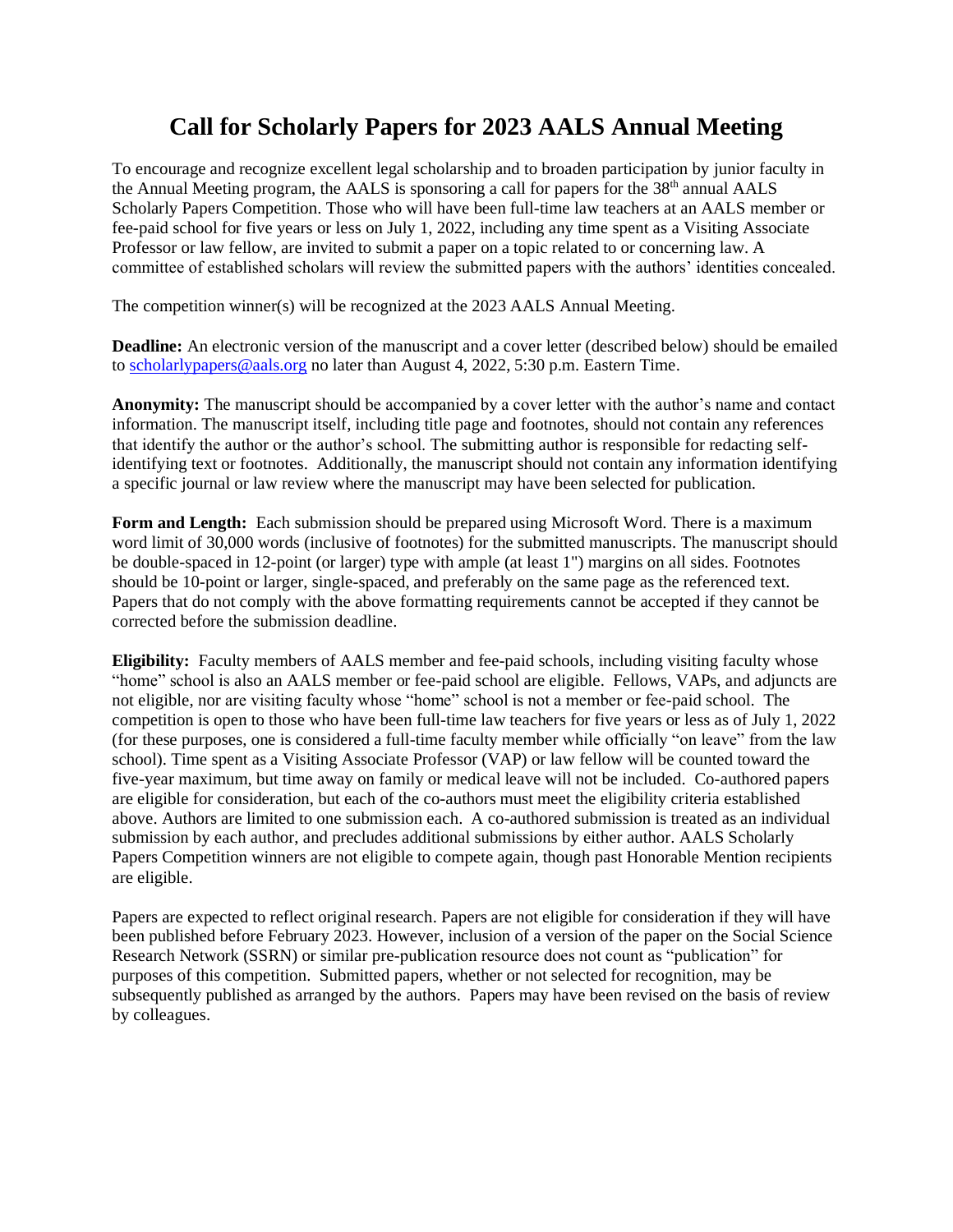# Call for Scholarly Papers for 2023 AALS Annual Meeting

To encourage and recognize excellent legal scholarship and to broaden participation by junior faculty in the Annual Meeting program, the AALS is sponsoring a call for papers for the 38th annual AALS Scholarly Papers Competition. Those who will have been full-time law teachers at an AALS member or fee-paid school for five years or less on July 1, 2022, including any time spent as a Visiting Associate Professor or law fellow, are invited to submit a paper on a topic related to or concerning law. A committee of established scholars will review the submitted papers with the authors' identities concealed.

The competition winner(s) will be recognized at the 2023 AALS Annual Meeting.

**Deadline:** An electronic version of the manuscript and a cover letter (described below) should be emailed to scholarlypapers@aals.org no later than August 4, 2022, 5:30 p.m. Eastern Time.

**Anonymity:** The manuscript should be accompanied by a cover letter with the author's name and contact information. The manuscript itself, including title page and footnotes, should not contain any references that identify the author or the author's school. The submitting author is responsible for redacting self-identifying text or footnotes. Additionally, the manuscript should not contain any information identifying a specific journal or law review where the manuscript may have been selected for publication.

**Form and Length:** Each submission should be prepared using Microsoft Word. There is a maximum word limit of 30,000 words (inclusive of footnotes) for the submitted manuscripts. The manuscript should be double-spaced in 12-point (or larger) type with ample (at least 1") margins on all sides. Footnotes should be 10-point or larger, single-spaced, and preferably on the same page as the referenced text. Papers that do not comply with the above formatting requirements cannot be accepted if they cannot be corrected before the submission deadline.

**Eligibility:** Faculty members of AALS member and fee-paid schools, including visiting faculty whose "home" school is also an AALS member or fee-paid school are eligible. Fellows, VAPs, and adjuncts are not eligible, nor are visiting faculty whose "home" school is not a member or fee-paid school. The competition is open to those who have been full-time law teachers for five years or less as of July 1, 2022 (for these purposes, one is considered a full-time faculty member while officially "on leave" from the law school). Time spent as a Visiting Associate Professor (VAP) or law fellow will be counted toward the five-year maximum, but time away on family or medical leave will not be included. Co-authored papers are eligible for consideration, but each of the co-authors must meet the eligibility criteria established above. Authors are limited to one submission each. A co-authored submission is treated as an individual submission by each author, and precludes additional submissions by either author. AALS Scholarly Papers Competition winners are not eligible to compete again, though past Honorable Mention recipients are eligible.

Papers are expected to reflect original research. Papers are not eligible for consideration if they will have been published before February 2023. However, inclusion of a version of the paper on the Social Science Research Network (SSRN) or similar pre-publication resource does not count as "publication" for purposes of this competition. Submitted papers, whether or not selected for recognition, may be subsequently published as arranged by the authors. Papers may have been revised on the basis of review by colleagues.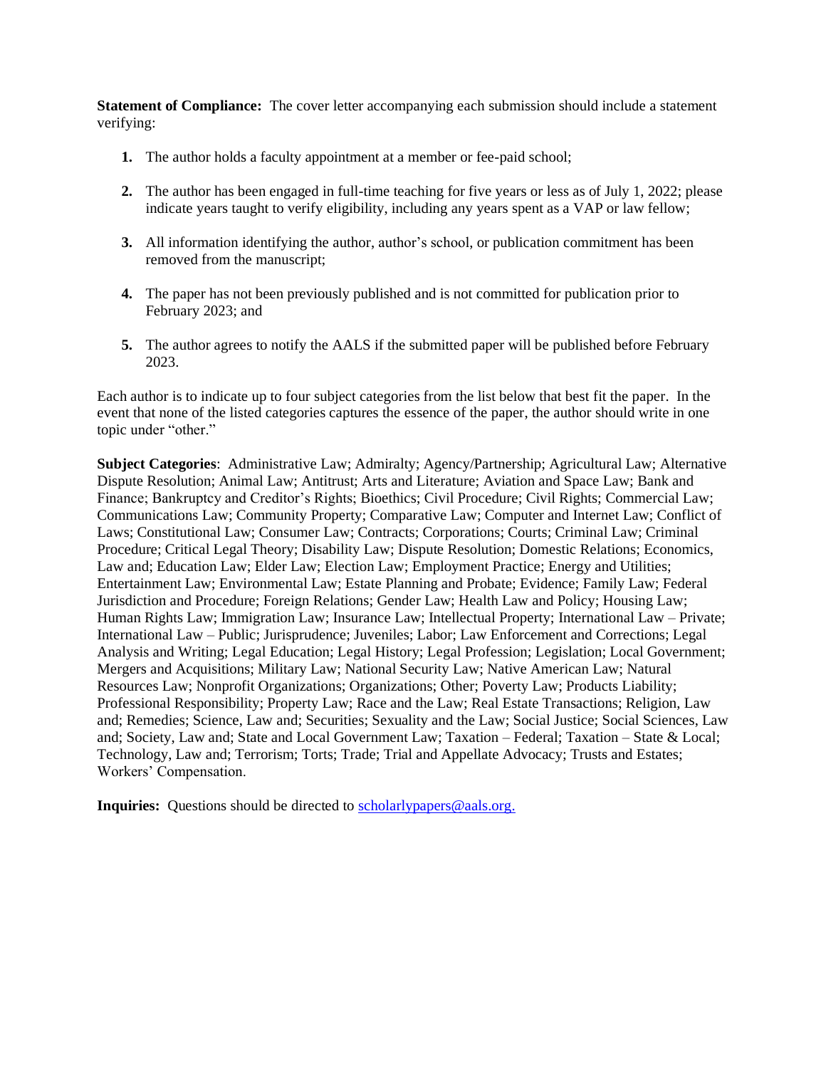**Statement of Compliance:** The cover letter accompanying each submission should include a statement verifying:

1. The author holds a faculty appointment at a member or fee-paid school;

2. The author has been engaged in full-time teaching for five years or less as of July 1, 2022; please indicate years taught to verify eligibility, including any years spent as a VAP or law fellow;

3. All information identifying the author, author's school, or publication commitment has been removed from the manuscript;

4. The paper has not been previously published and is not committed for publication prior to February 2023; and

5. The author agrees to notify the AALS if the submitted paper will be published before February 2023.

Each author is to indicate up to four subject categories from the list below that best fit the paper. In the event that none of the listed categories captures the essence of the paper, the author should write in one topic under "other."

**Subject Categories**: Administrative Law; Admiralty; Agency/Partnership; Agricultural Law; Alternative Dispute Resolution; Animal Law; Antitrust; Arts and Literature; Aviation and Space Law; Bank and Finance; Bankruptcy and Creditor's Rights; Bioethics; Civil Procedure; Civil Rights; Commercial Law; Communications Law; Community Property; Comparative Law; Computer and Internet Law; Conflict of Laws; Constitutional Law; Consumer Law; Contracts; Corporations; Courts; Criminal Law; Criminal Procedure; Critical Legal Theory; Disability Law; Dispute Resolution; Domestic Relations; Economics, Law and; Education Law; Elder Law; Election Law; Employment Practice; Energy and Utilities; Entertainment Law; Environmental Law; Estate Planning and Probate; Evidence; Family Law; Federal Jurisdiction and Procedure; Foreign Relations; Gender Law; Health Law and Policy; Housing Law; Human Rights Law; Immigration Law; Insurance Law; Intellectual Property; International Law – Private; International Law – Public; Jurisprudence; Juveniles; Labor; Law Enforcement and Corrections; Legal Analysis and Writing; Legal Education; Legal History; Legal Profession; Legislation; Local Government; Mergers and Acquisitions; Military Law; National Security Law; Native American Law; Natural Resources Law; Nonprofit Organizations; Organizations; Other; Poverty Law; Products Liability; Professional Responsibility; Property Law; Race and the Law; Real Estate Transactions; Religion, Law and; Remedies; Science, Law and; Securities; Sexuality and the Law; Social Justice; Social Sciences, Law and; Society, Law and; State and Local Government Law; Taxation – Federal; Taxation – State & Local; Technology, Law and; Terrorism; Torts; Trade; Trial and Appellate Advocacy; Trusts and Estates; Workers' Compensation.

**Inquiries:** Questions should be directed to scholarlypapers@aals.org.